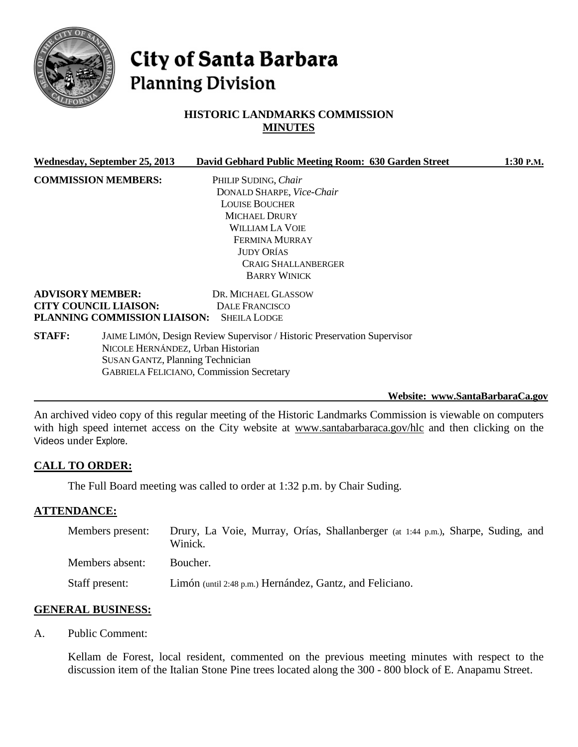# City of Santa Barbara
## Planning Division

### HISTORIC LANDMARKS COMMISSION
### MINUTES

**Wednesday, September 25, 2013** **David Gebhard Public Meeting Room: 630 Garden Street** **1:30 P.M.**

**COMMISSION MEMBERS:**

PHILIP SUDING, *Chair*
DONALD SHARPE, *Vice-Chair*
LOUISE BOUCHER
MICHAEL DRURY
WILLIAM LA VOIE
FERMINA MURRAY
JUDY ORÍAS
CRAIG SHALLANBERGER
BARRY WINICK

**ADVISORY MEMBER:** DR. MICHAEL GLASSOW
**CITY COUNCIL LIAISON:** DALE FRANCISCO
**PLANNING COMMISSION LIAISON:** SHEILA LODGE

**STAFF:**

JAIME LIMÓN, Design Review Supervisor / Historic Preservation Supervisor
NICOLE HERNÁNDEZ, Urban Historian
SUSAN GANTZ, Planning Technician
GABRIELA FELICIANO, Commission Secretary

**Website: www.SantaBarbaraCa.gov**

An archived video copy of this regular meeting of the Historic Landmarks Commission is viewable on computers with high speed internet access on the City website at www.santabarbaraca.gov/hlc and then clicking on the Videos under Explore.

## CALL TO ORDER:

The Full Board meeting was called to order at 1:32 p.m. by Chair Suding.

## ATTENDANCE:

Members present: Drury, La Voie, Murray, Orías, Shallanberger (at 1:44 p.m.), Sharpe, Suding, and Winick.

Members absent: Boucher.

Staff present: Limón (until 2:48 p.m.) Hernández, Gantz, and Feliciano.

## GENERAL BUSINESS:

A. Public Comment:

Kellam de Forest, local resident, commented on the previous meeting minutes with respect to the discussion item of the Italian Stone Pine trees located along the 300 - 800 block of E. Anapamu Street.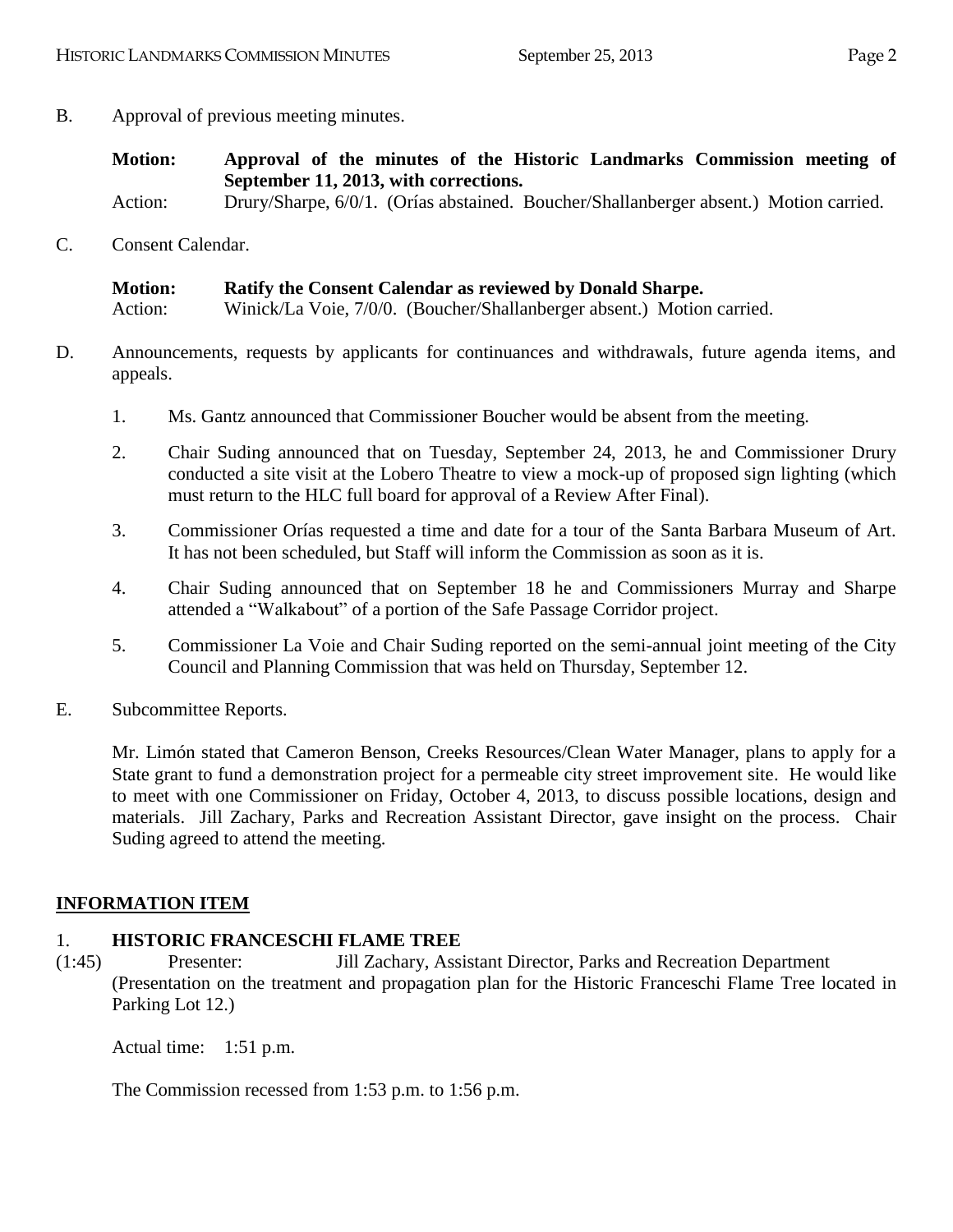B. Approval of previous meeting minutes.

**Motion: Approval of the minutes of the Historic Landmarks Commission meeting of September 11, 2013, with corrections.**
Action: Drury/Sharpe, 6/0/1. (Orías abstained. Boucher/Shallanberger absent.) Motion carried.

C. Consent Calendar.

**Motion: Ratify the Consent Calendar as reviewed by Donald Sharpe.**
Action: Winick/La Voie, 7/0/0. (Boucher/Shallanberger absent.) Motion carried.

D. Announcements, requests by applicants for continuances and withdrawals, future agenda items, and appeals.

1. Ms. Gantz announced that Commissioner Boucher would be absent from the meeting.

2. Chair Suding announced that on Tuesday, September 24, 2013, he and Commissioner Drury conducted a site visit at the Lobero Theatre to view a mock-up of proposed sign lighting (which must return to the HLC full board for approval of a Review After Final).

3. Commissioner Orías requested a time and date for a tour of the Santa Barbara Museum of Art. It has not been scheduled, but Staff will inform the Commission as soon as it is.

4. Chair Suding announced that on September 18 he and Commissioners Murray and Sharpe attended a "Walkabout" of a portion of the Safe Passage Corridor project.

5. Commissioner La Voie and Chair Suding reported on the semi-annual joint meeting of the City Council and Planning Commission that was held on Thursday, September 12.

E. Subcommittee Reports.

Mr. Limón stated that Cameron Benson, Creeks Resources/Clean Water Manager, plans to apply for a State grant to fund a demonstration project for a permeable city street improvement site. He would like to meet with one Commissioner on Friday, October 4, 2013, to discuss possible locations, design and materials. Jill Zachary, Parks and Recreation Assistant Director, gave insight on the process. Chair Suding agreed to attend the meeting.

## INFORMATION ITEM

1. **HISTORIC FRANCESCHI FLAME TREE**

(1:45) Presenter: Jill Zachary, Assistant Director, Parks and Recreation Department
(Presentation on the treatment and propagation plan for the Historic Franceschi Flame Tree located in Parking Lot 12.)

Actual time: 1:51 p.m.

The Commission recessed from 1:53 p.m. to 1:56 p.m.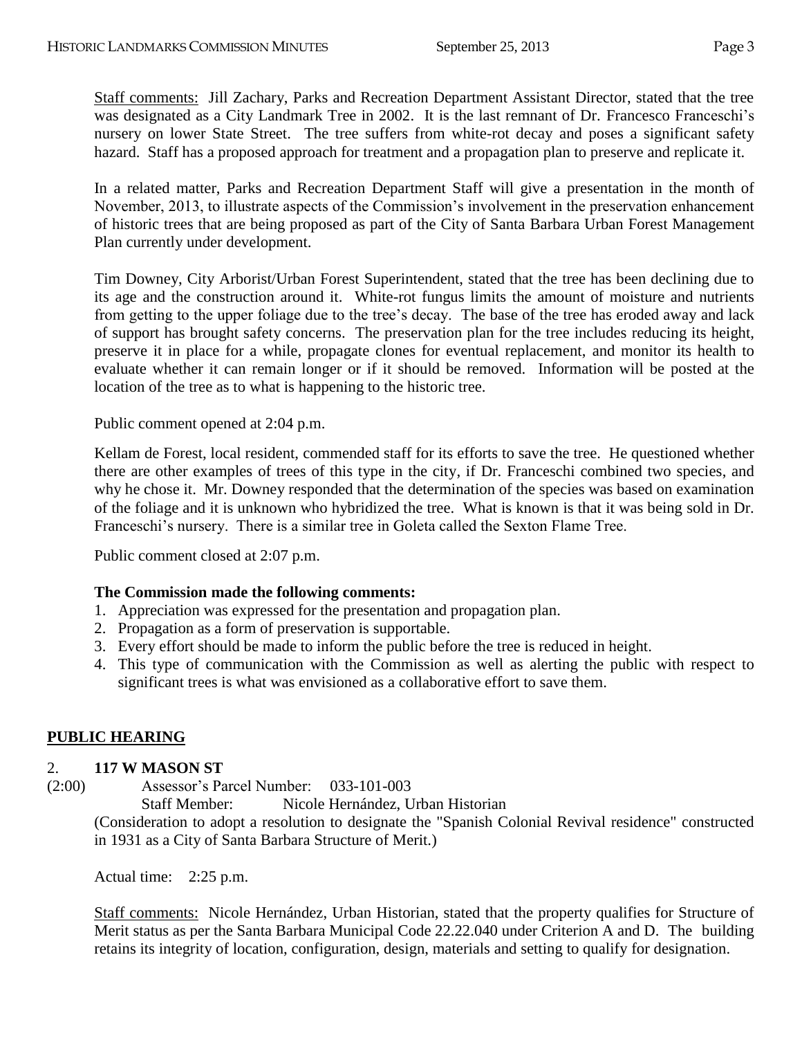Staff comments: Jill Zachary, Parks and Recreation Department Assistant Director, stated that the tree was designated as a City Landmark Tree in 2002. It is the last remnant of Dr. Francesco Franceschi's nursery on lower State Street. The tree suffers from white-rot decay and poses a significant safety hazard. Staff has a proposed approach for treatment and a propagation plan to preserve and replicate it.

In a related matter, Parks and Recreation Department Staff will give a presentation in the month of November, 2013, to illustrate aspects of the Commission's involvement in the preservation enhancement of historic trees that are being proposed as part of the City of Santa Barbara Urban Forest Management Plan currently under development.

Tim Downey, City Arborist/Urban Forest Superintendent, stated that the tree has been declining due to its age and the construction around it. White-rot fungus limits the amount of moisture and nutrients from getting to the upper foliage due to the tree's decay. The base of the tree has eroded away and lack of support has brought safety concerns. The preservation plan for the tree includes reducing its height, preserve it in place for a while, propagate clones for eventual replacement, and monitor its health to evaluate whether it can remain longer or if it should be removed. Information will be posted at the location of the tree as to what is happening to the historic tree.

Public comment opened at 2:04 p.m.

Kellam de Forest, local resident, commended staff for its efforts to save the tree. He questioned whether there are other examples of trees of this type in the city, if Dr. Franceschi combined two species, and why he chose it. Mr. Downey responded that the determination of the species was based on examination of the foliage and it is unknown who hybridized the tree. What is known is that it was being sold in Dr. Franceschi's nursery. There is a similar tree in Goleta called the Sexton Flame Tree.

Public comment closed at 2:07 p.m.

**The Commission made the following comments:**

1. Appreciation was expressed for the presentation and propagation plan.
2. Propagation as a form of preservation is supportable.
3. Every effort should be made to inform the public before the tree is reduced in height.
4. This type of communication with the Commission as well as alerting the public with respect to significant trees is what was envisioned as a collaborative effort to save them.

## PUBLIC HEARING

2. **117 W MASON ST**

(2:00) Assessor's Parcel Number: 033-101-003

Staff Member: Nicole Hernández, Urban Historian

(Consideration to adopt a resolution to designate the "Spanish Colonial Revival residence" constructed in 1931 as a City of Santa Barbara Structure of Merit.)

Actual time: 2:25 p.m.

Staff comments: Nicole Hernández, Urban Historian, stated that the property qualifies for Structure of Merit status as per the Santa Barbara Municipal Code 22.22.040 under Criterion A and D. The building retains its integrity of location, configuration, design, materials and setting to qualify for designation.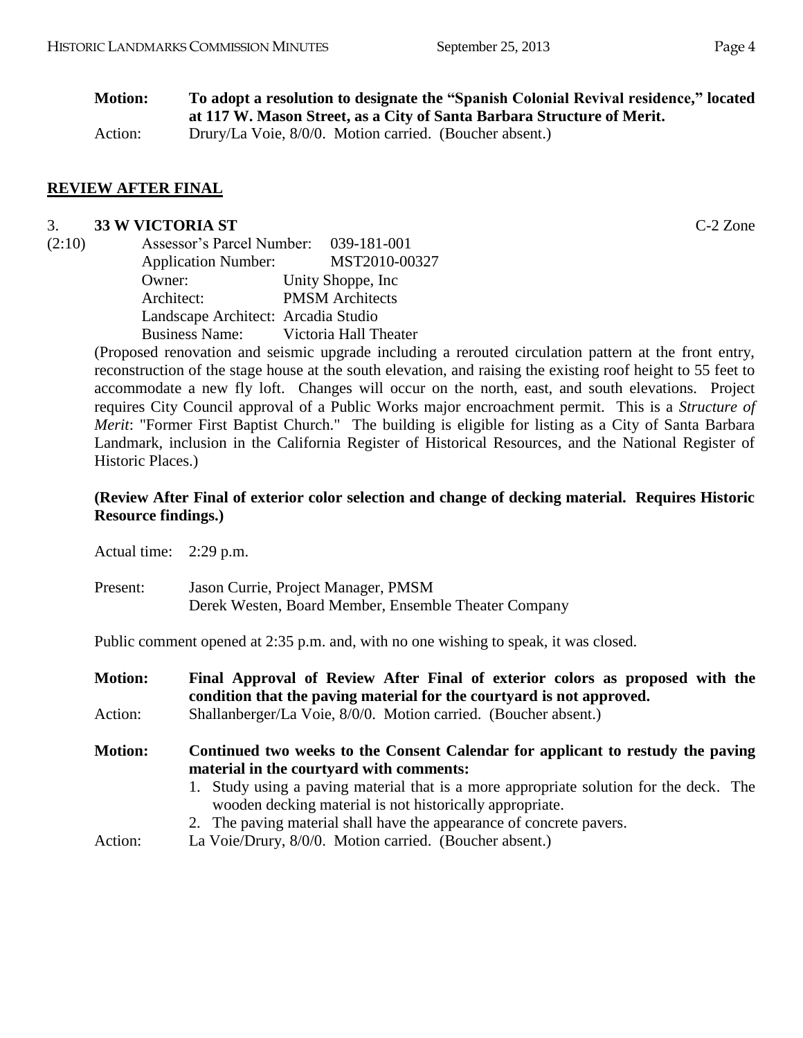**Motion:** **To adopt a resolution to designate the "Spanish Colonial Revival residence," located at 117 W. Mason Street, as a City of Santa Barbara Structure of Merit.**
Action: Drury/La Voie, 8/0/0. Motion carried. (Boucher absent.)

## REVIEW AFTER FINAL

3. **33 W VICTORIA ST** C-2 Zone
(2:10)
Assessor's Parcel Number: 039-181-001
Application Number: MST2010-00327
Owner: Unity Shoppe, Inc
Architect: PMSM Architects
Landscape Architect: Arcadia Studio
Business Name: Victoria Hall Theater

(Proposed renovation and seismic upgrade including a rerouted circulation pattern at the front entry, reconstruction of the stage house at the south elevation, and raising the existing roof height to 55 feet to accommodate a new fly loft. Changes will occur on the north, east, and south elevations. Project requires City Council approval of a Public Works major encroachment permit. This is a *Structure of Merit*: "Former First Baptist Church." The building is eligible for listing as a City of Santa Barbara Landmark, inclusion in the California Register of Historical Resources, and the National Register of Historic Places.)

**(Review After Final of exterior color selection and change of decking material. Requires Historic Resource findings.)**

Actual time: 2:29 p.m.

Present: Jason Currie, Project Manager, PMSM
Derek Westen, Board Member, Ensemble Theater Company

Public comment opened at 2:35 p.m. and, with no one wishing to speak, it was closed.

**Motion:** **Final Approval of Review After Final of exterior colors as proposed with the condition that the paving material for the courtyard is not approved.**
Action: Shallanberger/La Voie, 8/0/0. Motion carried. (Boucher absent.)

**Motion:** **Continued two weeks to the Consent Calendar for applicant to restudy the paving material in the courtyard with comments:**

1. Study using a paving material that is a more appropriate solution for the deck. The wooden decking material is not historically appropriate.
2. The paving material shall have the appearance of concrete pavers.

Action: La Voie/Drury, 8/0/0. Motion carried. (Boucher absent.)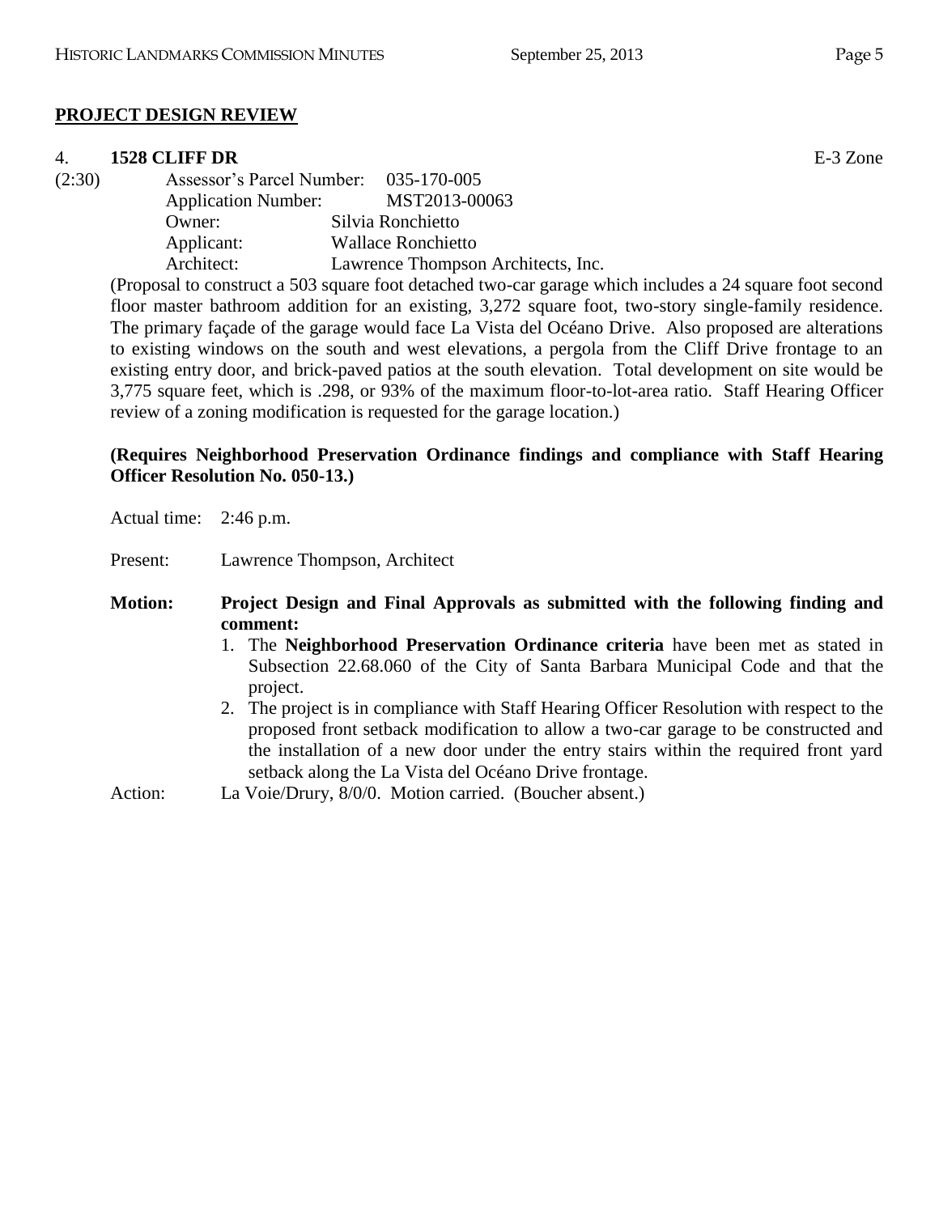## PROJECT DESIGN REVIEW

4. **1528 CLIFF DR** E-3 Zone

(2:30) Assessor's Parcel Number: 035-170-005
Application Number: MST2013-00063
Owner: Silvia Ronchietto
Applicant: Wallace Ronchietto
Architect: Lawrence Thompson Architects, Inc.

(Proposal to construct a 503 square foot detached two-car garage which includes a 24 square foot second floor master bathroom addition for an existing, 3,272 square foot, two-story single-family residence. The primary façade of the garage would face La Vista del Océano Drive. Also proposed are alterations to existing windows on the south and west elevations, a pergola from the Cliff Drive frontage to an existing entry door, and brick-paved patios at the south elevation. Total development on site would be 3,775 square feet, which is .298, or 93% of the maximum floor-to-lot-area ratio. Staff Hearing Officer review of a zoning modification is requested for the garage location.)

**(Requires Neighborhood Preservation Ordinance findings and compliance with Staff Hearing Officer Resolution No. 050-13.)**

Actual time: 2:46 p.m.

Present: Lawrence Thompson, Architect

**Motion: Project Design and Final Approvals as submitted with the following finding and comment:**

1. The **Neighborhood Preservation Ordinance criteria** have been met as stated in Subsection 22.68.060 of the City of Santa Barbara Municipal Code and that the project.
2. The project is in compliance with Staff Hearing Officer Resolution with respect to the proposed front setback modification to allow a two-car garage to be constructed and the installation of a new door under the entry stairs within the required front yard setback along the La Vista del Océano Drive frontage.

Action: La Voie/Drury, 8/0/0. Motion carried. (Boucher absent.)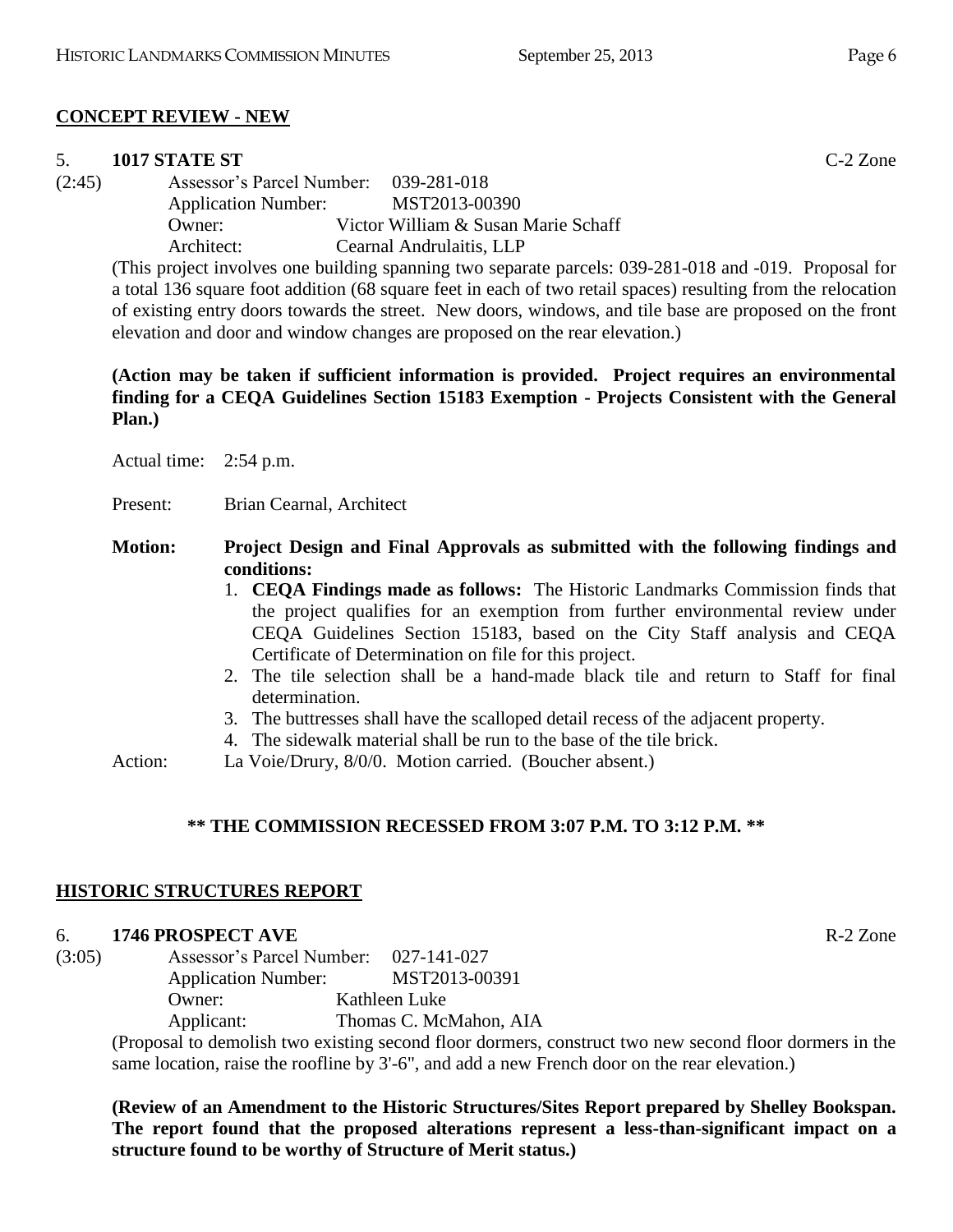## CONCEPT REVIEW - NEW

### 5. 1017 STATE ST — C-2 Zone

(2:45)

Assessor's Parcel Number: 039-281-018
Application Number: MST2013-00390
Owner: Victor William & Susan Marie Schaff
Architect: Cearnal Andrulaitis, LLP

(This project involves one building spanning two separate parcels: 039-281-018 and -019. Proposal for a total 136 square foot addition (68 square feet in each of two retail spaces) resulting from the relocation of existing entry doors towards the street. New doors, windows, and tile base are proposed on the front elevation and door and window changes are proposed on the rear elevation.)

**(Action may be taken if sufficient information is provided. Project requires an environmental finding for a CEQA Guidelines Section 15183 Exemption - Projects Consistent with the General Plan.)**

Actual time: 2:54 p.m.

Present: Brian Cearnal, Architect

**Motion: Project Design and Final Approvals as submitted with the following findings and conditions:**

1. **CEQA Findings made as follows:** The Historic Landmarks Commission finds that the project qualifies for an exemption from further environmental review under CEQA Guidelines Section 15183, based on the City Staff analysis and CEQA Certificate of Determination on file for this project.
2. The tile selection shall be a hand-made black tile and return to Staff for final determination.
3. The buttresses shall have the scalloped detail recess of the adjacent property.
4. The sidewalk material shall be run to the base of the tile brick.

Action: La Voie/Drury, 8/0/0. Motion carried. (Boucher absent.)

**\*\* THE COMMISSION RECESSED FROM 3:07 P.M. TO 3:12 P.M. \*\***

## HISTORIC STRUCTURES REPORT

### 6. 1746 PROSPECT AVE — R-2 Zone

(3:05)

Assessor's Parcel Number: 027-141-027
Application Number: MST2013-00391
Owner: Kathleen Luke
Applicant: Thomas C. McMahon, AIA

(Proposal to demolish two existing second floor dormers, construct two new second floor dormers in the same location, raise the roofline by 3'-6", and add a new French door on the rear elevation.)

**(Review of an Amendment to the Historic Structures/Sites Report prepared by Shelley Bookspan. The report found that the proposed alterations represent a less-than-significant impact on a structure found to be worthy of Structure of Merit status.)**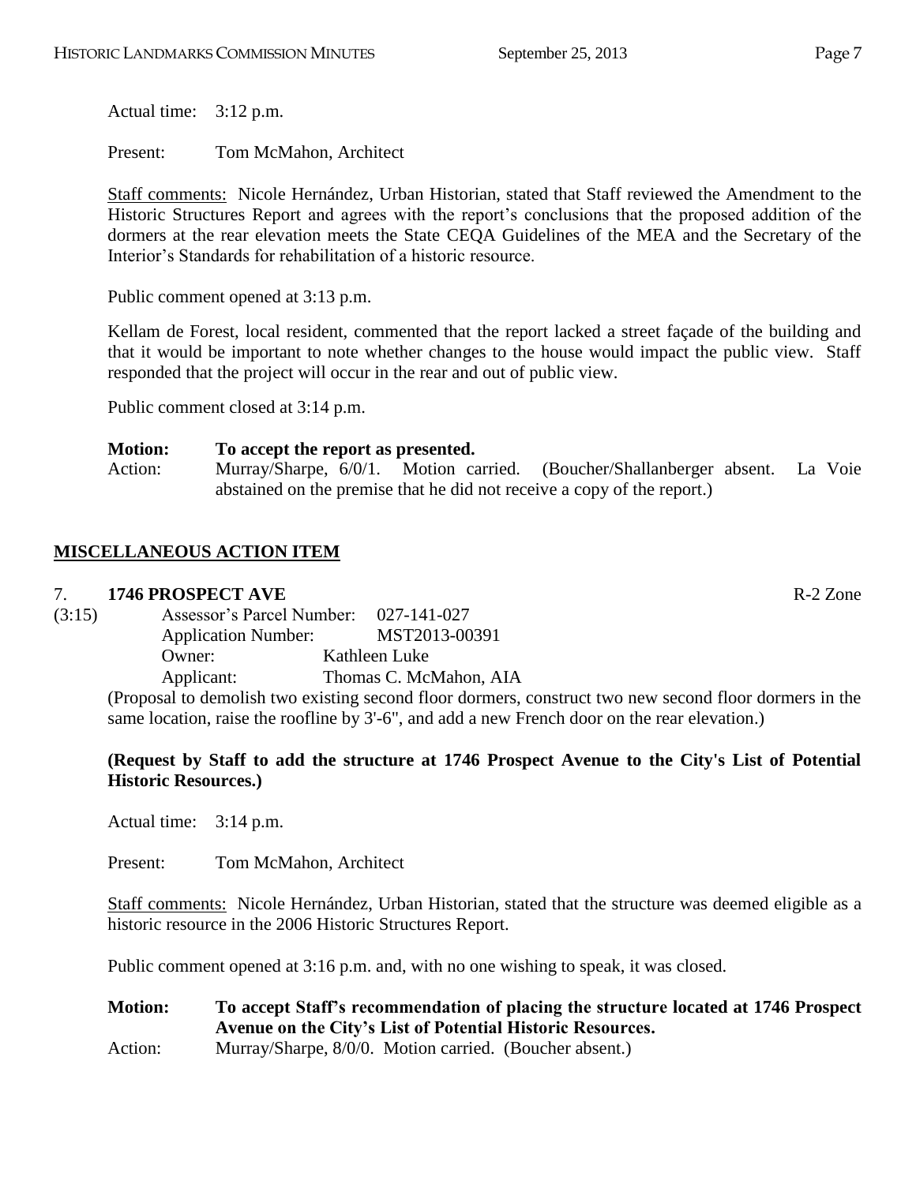Actual time: 3:12 p.m.

Present: Tom McMahon, Architect

Staff comments: Nicole Hernández, Urban Historian, stated that Staff reviewed the Amendment to the Historic Structures Report and agrees with the report's conclusions that the proposed addition of the dormers at the rear elevation meets the State CEQA Guidelines of the MEA and the Secretary of the Interior's Standards for rehabilitation of a historic resource.

Public comment opened at 3:13 p.m.

Kellam de Forest, local resident, commented that the report lacked a street façade of the building and that it would be important to note whether changes to the house would impact the public view. Staff responded that the project will occur in the rear and out of public view.

Public comment closed at 3:14 p.m.

**Motion: To accept the report as presented.**
Action: Murray/Sharpe, 6/0/1. Motion carried. (Boucher/Shallanberger absent. La Voie abstained on the premise that he did not receive a copy of the report.)

## MISCELLANEOUS ACTION ITEM

7. **1746 PROSPECT AVE** R-2 Zone

(3:15) Assessor's Parcel Number: 027-141-027
Application Number: MST2013-00391
Owner: Kathleen Luke
Applicant: Thomas C. McMahon, AIA

(Proposal to demolish two existing second floor dormers, construct two new second floor dormers in the same location, raise the roofline by 3'-6", and add a new French door on the rear elevation.)

**(Request by Staff to add the structure at 1746 Prospect Avenue to the City's List of Potential Historic Resources.)**

Actual time: 3:14 p.m.

Present: Tom McMahon, Architect

Staff comments: Nicole Hernández, Urban Historian, stated that the structure was deemed eligible as a historic resource in the 2006 Historic Structures Report.

Public comment opened at 3:16 p.m. and, with no one wishing to speak, it was closed.

**Motion: To accept Staff's recommendation of placing the structure located at 1746 Prospect Avenue on the City's List of Potential Historic Resources.**
Action: Murray/Sharpe, 8/0/0. Motion carried. (Boucher absent.)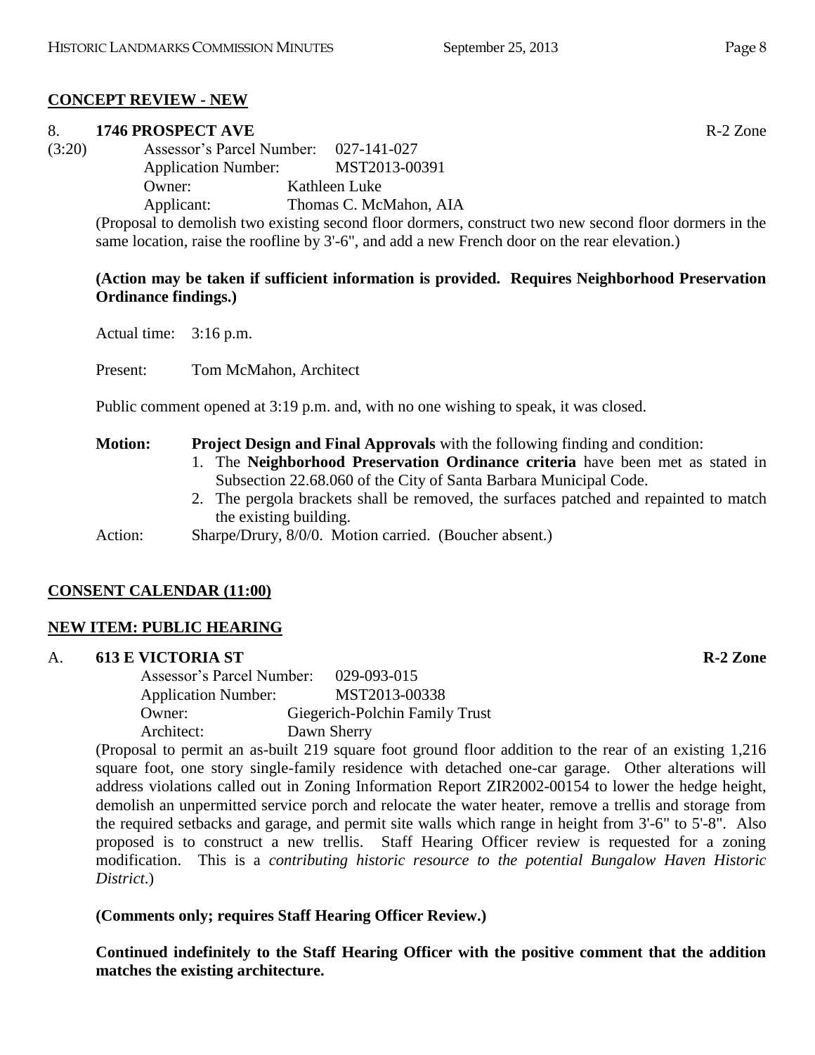## CONCEPT REVIEW - NEW

**8. 1746 PROSPECT AVE** R-2 Zone

(3:20)

Assessor's Parcel Number: 027-141-027
Application Number: MST2013-00391
Owner: Kathleen Luke
Applicant: Thomas C. McMahon, AIA

(Proposal to demolish two existing second floor dormers, construct two new second floor dormers in the same location, raise the roofline by 3'-6", and add a new French door on the rear elevation.)

**(Action may be taken if sufficient information is provided. Requires Neighborhood Preservation Ordinance findings.)**

Actual time: 3:16 p.m.

Present: Tom McMahon, Architect

Public comment opened at 3:19 p.m. and, with no one wishing to speak, it was closed.

**Motion:** **Project Design and Final Approvals** with the following finding and condition:

1. The **Neighborhood Preservation Ordinance criteria** have been met as stated in Subsection 22.68.060 of the City of Santa Barbara Municipal Code.
2. The pergola brackets shall be removed, the surfaces patched and repainted to match the existing building.

Action: Sharpe/Drury, 8/0/0. Motion carried. (Boucher absent.)

## CONSENT CALENDAR (11:00)

## NEW ITEM: PUBLIC HEARING

**A. 613 E VICTORIA ST** **R-2 Zone**

Assessor's Parcel Number: 029-093-015
Application Number: MST2013-00338
Owner: Giegerich-Polchin Family Trust
Architect: Dawn Sherry

(Proposal to permit an as-built 219 square foot ground floor addition to the rear of an existing 1,216 square foot, one story single-family residence with detached one-car garage. Other alterations will address violations called out in Zoning Information Report ZIR2002-00154 to lower the hedge height, demolish an unpermitted service porch and relocate the water heater, remove a trellis and storage from the required setbacks and garage, and permit site walls which range in height from 3'-6" to 5'-8". Also proposed is to construct a new trellis. Staff Hearing Officer review is requested for a zoning modification. This is a *contributing historic resource to the potential Bungalow Haven Historic District*.)

**(Comments only; requires Staff Hearing Officer Review.)**

**Continued indefinitely to the Staff Hearing Officer with the positive comment that the addition matches the existing architecture.**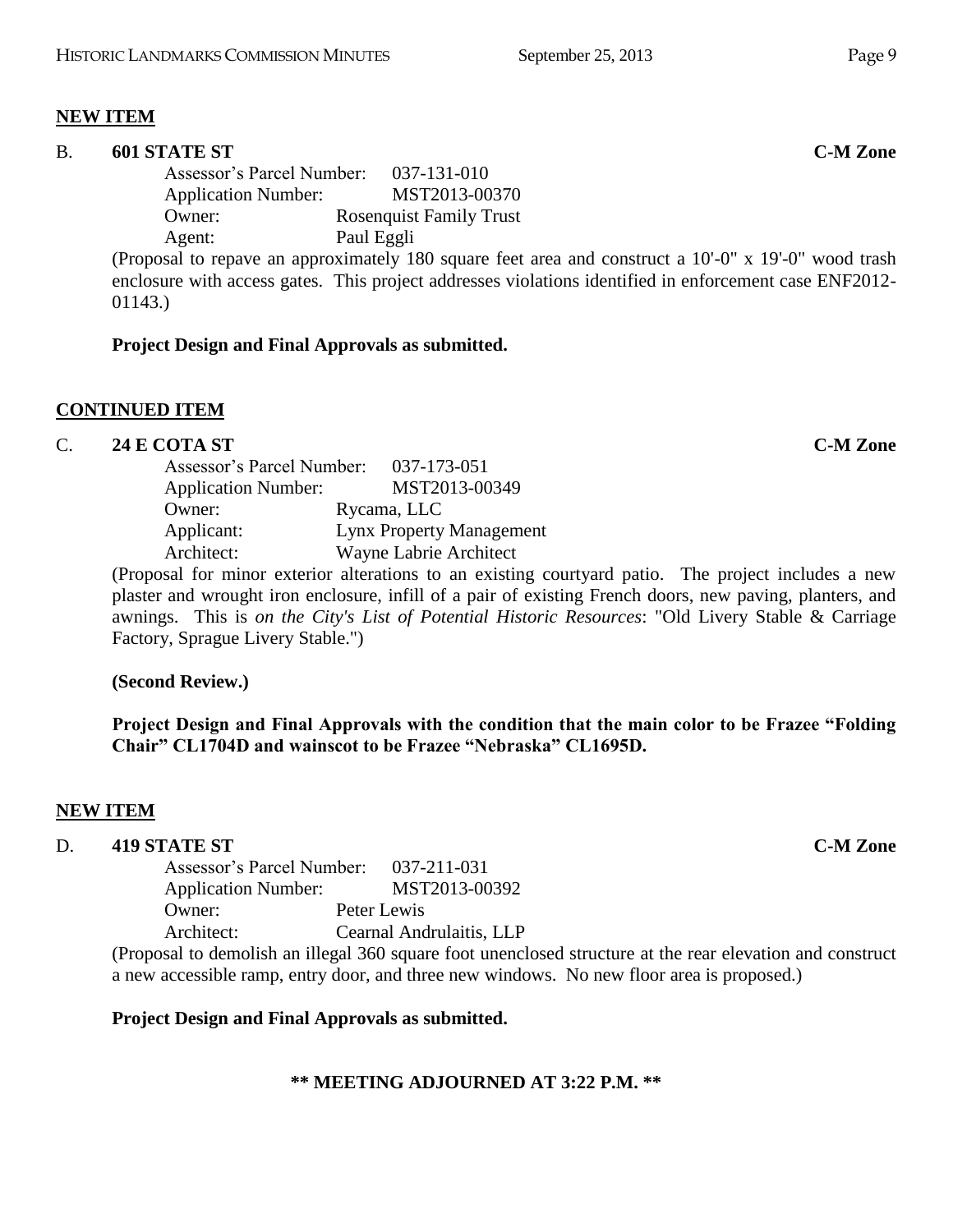**NEW ITEM**

B. **601 STATE ST** **C-M Zone**

Assessor's Parcel Number: 037-131-010
Application Number: MST2013-00370
Owner: Rosenquist Family Trust
Agent: Paul Eggli

(Proposal to repave an approximately 180 square feet area and construct a 10'-0" x 19'-0" wood trash enclosure with access gates. This project addresses violations identified in enforcement case ENF2012-01143.)

**Project Design and Final Approvals as submitted.**

**CONTINUED ITEM**

C. **24 E COTA ST** **C-M Zone**

Assessor's Parcel Number: 037-173-051
Application Number: MST2013-00349
Owner: Rycama, LLC
Applicant: Lynx Property Management
Architect: Wayne Labrie Architect

(Proposal for minor exterior alterations to an existing courtyard patio. The project includes a new plaster and wrought iron enclosure, infill of a pair of existing French doors, new paving, planters, and awnings. This is *on the City's List of Potential Historic Resources*: "Old Livery Stable & Carriage Factory, Sprague Livery Stable.")

**(Second Review.)**

**Project Design and Final Approvals with the condition that the main color to be Frazee "Folding Chair" CL1704D and wainscot to be Frazee "Nebraska" CL1695D.**

**NEW ITEM**

D. **419 STATE ST** **C-M Zone**

Assessor's Parcel Number: 037-211-031
Application Number: MST2013-00392
Owner: Peter Lewis
Architect: Cearnal Andrulaitis, LLP

(Proposal to demolish an illegal 360 square foot unenclosed structure at the rear elevation and construct a new accessible ramp, entry door, and three new windows. No new floor area is proposed.)

**Project Design and Final Approvals as submitted.**

**\*\* MEETING ADJOURNED AT 3:22 P.M. \*\***